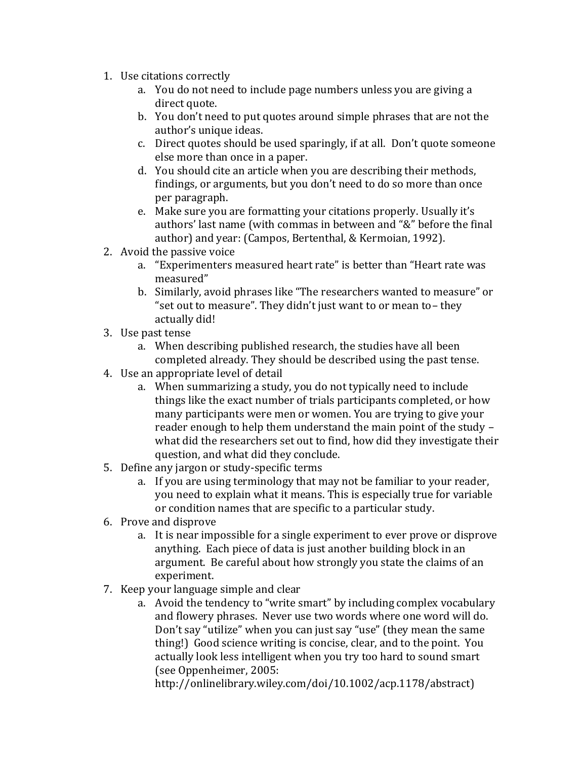1. Use citations correctly
    a. You do not need to include page numbers unless you are giving a direct quote.
    b. You don't need to put quotes around simple phrases that are not the author's unique ideas.
    c. Direct quotes should be used sparingly, if at all. Don't quote someone else more than once in a paper.
    d. You should cite an article when you are describing their methods, findings, or arguments, but you don't need to do so more than once per paragraph.
    e. Make sure you are formatting your citations properly. Usually it's authors' last name (with commas in between and "&" before the final author) and year: (Campos, Bertenthal, & Kermoian, 1992).
2. Avoid the passive voice
    a. "Experimenters measured heart rate" is better than "Heart rate was measured"
    b. Similarly, avoid phrases like "The researchers wanted to measure" or "set out to measure". They didn't just want to or mean to– they actually did!
3. Use past tense
    a. When describing published research, the studies have all been completed already. They should be described using the past tense.
4. Use an appropriate level of detail
    a. When summarizing a study, you do not typically need to include things like the exact number of trials participants completed, or how many participants were men or women. You are trying to give your reader enough to help them understand the main point of the study – what did the researchers set out to find, how did they investigate their question, and what did they conclude.
5. Define any jargon or study-specific terms
    a. If you are using terminology that may not be familiar to your reader, you need to explain what it means. This is especially true for variable or condition names that are specific to a particular study.
6. Prove and disprove
    a. It is near impossible for a single experiment to ever prove or disprove anything. Each piece of data is just another building block in an argument. Be careful about how strongly you state the claims of an experiment.
7. Keep your language simple and clear
    a. Avoid the tendency to "write smart" by including complex vocabulary and flowery phrases. Never use two words where one word will do. Don't say "utilize" when you can just say "use" (they mean the same thing!) Good science writing is concise, clear, and to the point. You actually look less intelligent when you try too hard to sound smart (see Oppenheimer, 2005: http://onlinelibrary.wiley.com/doi/10.1002/acp.1178/abstract)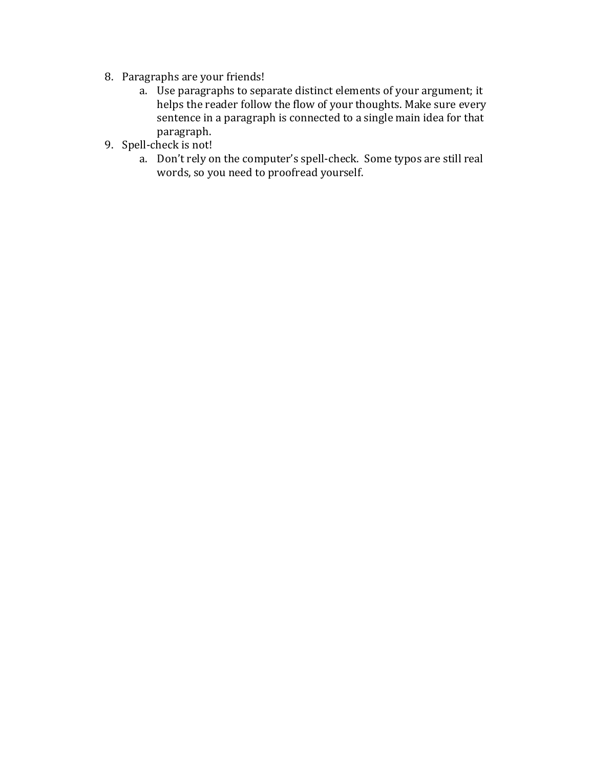8. Paragraphs are your friends!
   a. Use paragraphs to separate distinct elements of your argument; it helps the reader follow the flow of your thoughts. Make sure every sentence in a paragraph is connected to a single main idea for that paragraph.
9. Spell-check is not!
   a. Don't rely on the computer's spell-check. Some typos are still real words, so you need to proofread yourself.